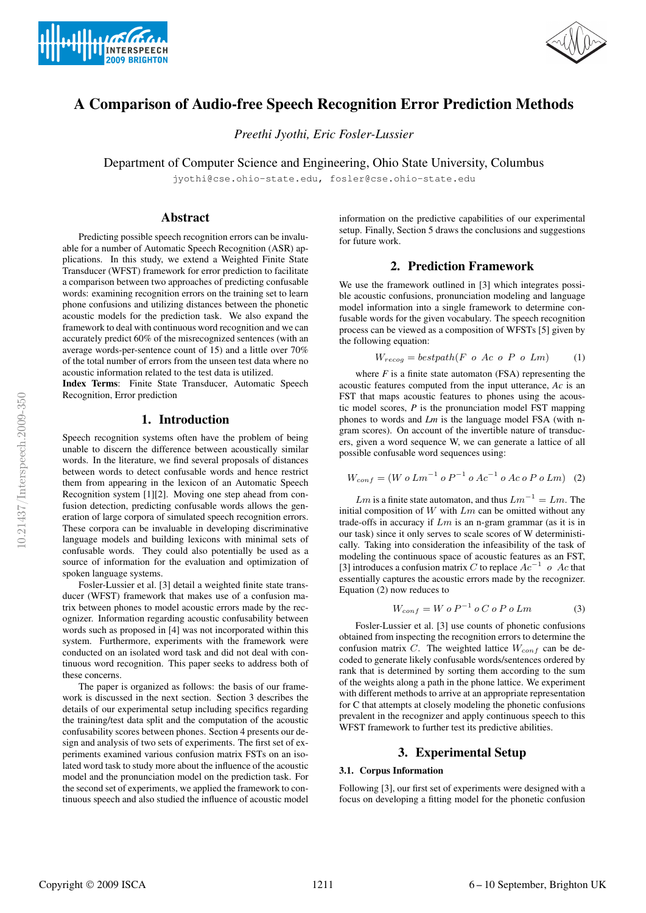# A Comparison of Audio-free Speech Recognition Error Prediction Methods

*Preethi Jyothi, Eric Fosler-Lussier*

Department of Computer Science and Engineering, Ohio State University, Columbus

jyothi@cse.ohio-state.edu, fosler@cse.ohio-state.edu

## Abstract

Predicting possible speech recognition errors can be invaluable for a number of Automatic Speech Recognition (ASR) applications. In this study, we extend a Weighted Finite State Transducer (WFST) framework for error prediction to facilitate a comparison between two approaches of predicting confusable words: examining recognition errors on the training set to learn phone confusions and utilizing distances between the phonetic acoustic models for the prediction task. We also expand the framework to deal with continuous word recognition and we can accurately predict 60% of the misrecognized sentences (with an average words-per-sentence count of 15) and a little over 70% of the total number of errors from the unseen test data where no acoustic information related to the test data is utilized.

**Index Terms**: Finite State Transducer, Automatic Speech Recognition, Error prediction

## 1. Introduction

Speech recognition systems often have the problem of being unable to discern the difference between acoustically similar words. In the literature, we find several proposals of distances between words to detect confusable words and hence restrict them from appearing in the lexicon of an Automatic Speech Recognition system [1][2]. Moving one step ahead from confusion detection, predicting confusable words allows the generation of large corpora of simulated speech recognition errors. These corpora can be invaluable in developing discriminative language models and building lexicons with minimal sets of confusable words. They could also potentially be used as a source of information for the evaluation and optimization of spoken language systems.

Fosler-Lussier et al. [3] detail a weighted finite state transducer (WFST) framework that makes use of a confusion matrix between phones to model acoustic errors made by the recognizer. Information regarding acoustic confusability between words such as proposed in [4] was not incorporated within this system. Furthermore, experiments with the framework were conducted on an isolated word task and did not deal with continuous word recognition. This paper seeks to address both of these concerns.

The paper is organized as follows: the basis of our framework is discussed in the next section. Section 3 describes the details of our experimental setup including specifics regarding the training/test data split and the computation of the acoustic confusability scores between phones. Section 4 presents our design and analysis of two sets of experiments. The first set of experiments examined various confusion matrix FSTs on an isolated word task to study more about the influence of the acoustic model and the pronunciation model on the prediction task. For the second set of experiments, we applied the framework to continuous speech and also studied the influence of acoustic model information on the predictive capabilities of our experimental setup. Finally, Section 5 draws the conclusions and suggestions for future work.

## 2. Prediction Framework

We use the framework outlined in [3] which integrates possible acoustic confusions, pronunciation modeling and language model information into a single framework to determine confusable words for the given vocabulary. The speech recognition process can be viewed as a composition of WFSTs [5] given by the following equation:

$$W_{recog} = bestpath(F \ o \ Ac \ o \ P \ o \ Lm) \qquad (1)$$

where $F$ is a finite state automaton (FSA) representing the acoustic features computed from the input utterance, $Ac$ is an FST that maps acoustic features to phones using the acoustic model scores, $P$ is the pronunciation model FST mapping phones to words and $Lm$ is the language model FSA (with n-gram scores). On account of the invertible nature of transducers, given a word sequence W, we can generate a lattice of all possible confusable word sequences using:

$$W_{conf} = (W \ o \ Lm^{-1} \ o \ P^{-1} \ o \ Ac^{-1} \ o \ Ac \ o \ P \ o \ Lm) \qquad (2)$$

$Lm$ is a finite state automaton, and thus $Lm^{-1} = Lm$. The initial composition of $W$ with $Lm$ can be omitted without any trade-offs in accuracy if $Lm$ is an n-gram grammar (as it is in our task) since it only serves to scale scores of W deterministically. Taking into consideration the infeasibility of the task of modeling the continuous space of acoustic features as an FST, [3] introduces a confusion matrix $C$ to replace $Ac^{-1} \ o \ Ac$ that essentially captures the acoustic errors made by the recognizer. Equation (2) now reduces to

$$W_{conf} = W \ o \ P^{-1} \ o \ C \ o \ P \ o \ Lm \qquad (3)$$

Fosler-Lussier et al. [3] use counts of phonetic confusions obtained from inspecting the recognition errors to determine the confusion matrix $C$. The weighted lattice $W_{conf}$ can be decoded to generate likely confusable words/sentences ordered by rank that is determined by sorting them according to the sum of the weights along a path in the phone lattice. We experiment with different methods to arrive at an appropriate representation for C that attempts at closely modeling the phonetic confusions prevalent in the recognizer and apply continuous speech to this WFST framework to further test its predictive abilities.

## 3. Experimental Setup

### 3.1. Corpus Information

Following [3], our first set of experiments were designed with a focus on developing a fitting model for the phonetic confusion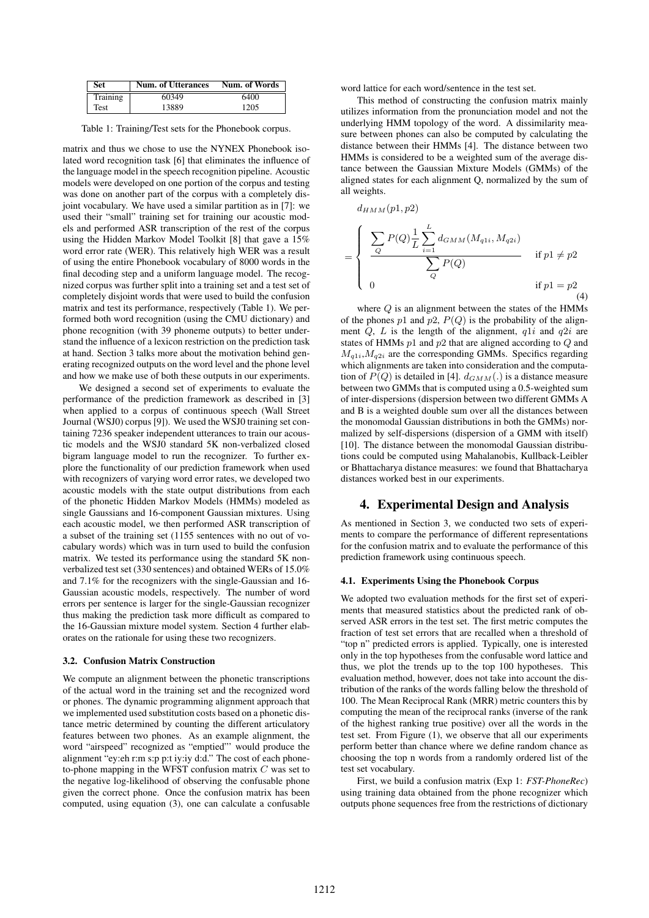| Set | Num. of Utterances | Num. of Words |
|---|---|---|
| Training | 60349 | 6400 |
| Test | 13889 | 1205 |

Table 1: Training/Test sets for the Phonebook corpus.

matrix and thus we chose to use the NYNEX Phonebook isolated word recognition task [6] that eliminates the influence of the language model in the speech recognition pipeline. Acoustic models were developed on one portion of the corpus and testing was done on another part of the corpus with a completely disjoint vocabulary. We have used a similar partition as in [7]: we used their "small" training set for training our acoustic models and performed ASR transcription of the rest of the corpus using the Hidden Markov Model Toolkit [8] that gave a 15% word error rate (WER). This relatively high WER was a result of using the entire Phonebook vocabulary of 8000 words in the final decoding step and a uniform language model. The recognized corpus was further split into a training set and a test set of completely disjoint words that were used to build the confusion matrix and test its performance, respectively (Table 1). We performed both word recognition (using the CMU dictionary) and phone recognition (with 39 phoneme outputs) to better understand the influence of a lexicon restriction on the prediction task at hand. Section 3 talks more about the motivation behind generating recognized outputs on the word level and the phone level and how we make use of both these outputs in our experiments.

We designed a second set of experiments to evaluate the performance of the prediction framework as described in [3] when applied to a corpus of continuous speech (Wall Street Journal (WSJ0) corpus [9]). We used the WSJ0 training set containing 7236 speaker independent utterances to train our acoustic models and the WSJ0 standard 5K non-verbalized closed bigram language model to run the recognizer. To further explore the functionality of our prediction framework when used with recognizers of varying word error rates, we developed two acoustic models with the state output distributions from each of the phonetic Hidden Markov Models (HMMs) modeled as single Gaussians and 16-component Gaussian mixtures. Using each acoustic model, we then performed ASR transcription of a subset of the training set (1155 sentences with no out of vocabulary words) which was in turn used to build the confusion matrix. We tested its performance using the standard 5K non-verbalized test set (330 sentences) and obtained WERs of 15.0% and 7.1% for the recognizers with the single-Gaussian and 16-Gaussian acoustic models, respectively. The number of word errors per sentence is larger for the single-Gaussian recognizer thus making the prediction task more difficult as compared to the 16-Gaussian mixture model system. Section 4 further elaborates on the rationale for using these two recognizers.

### 3.2. Confusion Matrix Construction

We compute an alignment between the phonetic transcriptions of the actual word in the training set and the recognized word or phones. The dynamic programming alignment approach that we implemented used substitution costs based on a phonetic distance metric determined by counting the different articulatory features between two phones. As an example alignment, the word "airspeed" recognized as "emptied"' would produce the alignment "ey:eh r:m s:p p:t iy:iy d:d." The cost of each phone-to-phone mapping in the WFST confusion matrix $C$ was set to the negative log-likelihood of observing the confusable phone given the correct phone. Once the confusion matrix has been computed, using equation (3), one can calculate a confusable word lattice for each word/sentence in the test set.

This method of constructing the confusion matrix mainly utilizes information from the pronunciation model and not the underlying HMM topology of the word. A dissimilarity measure between phones can also be computed by calculating the distance between their HMMs [4]. The distance between two HMMs is considered to be a weighted sum of the average distance between the Gaussian Mixture Models (GMMs) of the aligned states for each alignment Q, normalized by the sum of all weights.

$$d_{HMM}(p1, p2) = \begin{cases} \dfrac{\sum_{Q} P(Q) \frac{1}{L} \sum_{i=1}^{L} d_{GMM}(M_{q1i}, M_{q2i})}{\sum_{Q} P(Q)} & \text{if } p1 \neq p2 \\ 0 & \text{if } p1 = p2 \end{cases} \quad (4)$$

where $Q$ is an alignment between the states of the HMMs of the phones $p1$ and $p2$, $P(Q)$ is the probability of the alignment $Q$, $L$ is the length of the alignment, $q1i$ and $q2i$ are states of HMMs $p1$ and $p2$ that are aligned according to $Q$ and $M_{q1i}$,$M_{q2i}$ are the corresponding GMMs. Specifics regarding which alignments are taken into consideration and the computation of $P(Q)$ is detailed in [4]. $d_{GMM}(.)$ is a distance measure between two GMMs that is computed using a 0.5-weighted sum of inter-dispersions (dispersion between two different GMMs A and B is a weighted double sum over all the distances between the monomodal Gaussian distributions in both the GMMs) normalized by self-dispersions (dispersion of a GMM with itself) [10]. The distance between the monomodal Gaussian distributions could be computed using Mahalanobis, Kullback-Leibler or Bhattacharya distance measures: we found that Bhattacharya distances worked best in our experiments.

## 4. Experimental Design and Analysis

As mentioned in Section 3, we conducted two sets of experiments to compare the performance of different representations for the confusion matrix and to evaluate the performance of this prediction framework using continuous speech.

### 4.1. Experiments Using the Phonebook Corpus

We adopted two evaluation methods for the first set of experiments that measured statistics about the predicted rank of observed ASR errors in the test set. The first metric computes the fraction of test set errors that are recalled when a threshold of "top n" predicted errors is applied. Typically, one is interested only in the top hypotheses from the confusable word lattice and thus, we plot the trends up to the top 100 hypotheses. This evaluation method, however, does not take into account the distribution of the ranks of the words falling below the threshold of 100. The Mean Reciprocal Rank (MRR) metric counters this by computing the mean of the reciprocal ranks (inverse of the rank of the highest ranking true positive) over all the words in the test set. From Figure (1), we observe that all our experiments perform better than chance where we define random chance as choosing the top n words from a randomly ordered list of the test set vocabulary.

First, we build a confusion matrix (Exp 1: *FST-PhoneRec*) using training data obtained from the phone recognizer which outputs phone sequences free from the restrictions of dictionary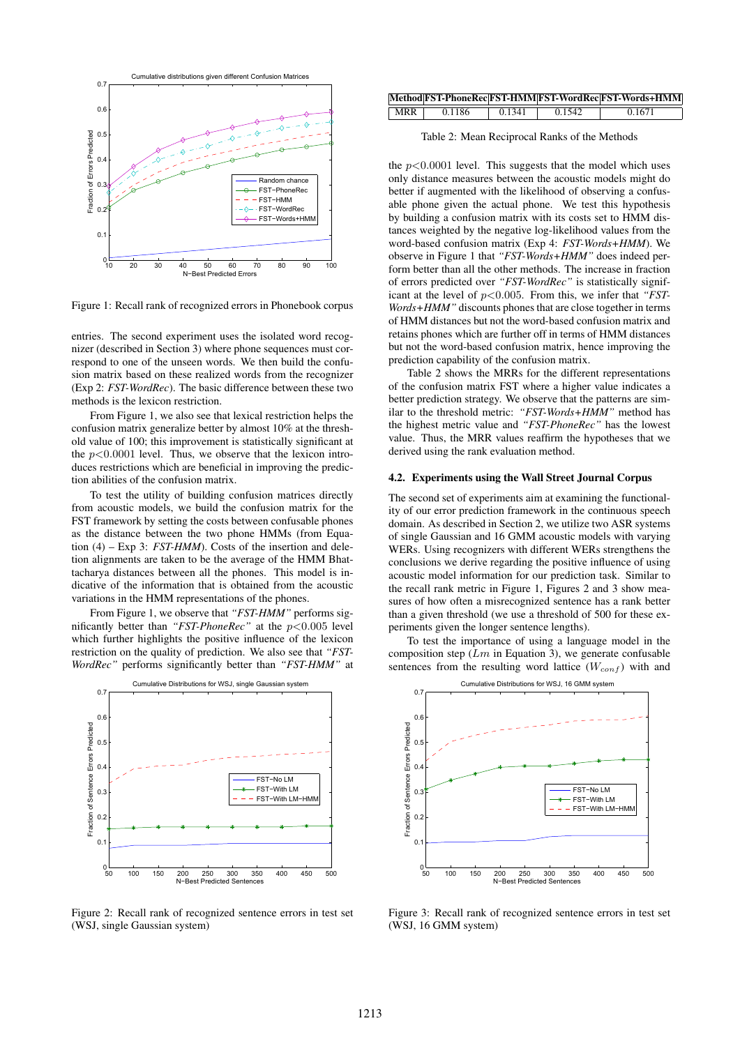Figure 1: Recall rank of recognized errors in Phonebook corpus

entries. The second experiment uses the isolated word recognizer (described in Section 3) where phone sequences must correspond to one of the unseen words. We then build the confusion matrix based on these realized words from the recognizer (Exp 2: *FST-WordRec*). The basic difference between these two methods is the lexicon restriction.

From Figure 1, we also see that lexical restriction helps the confusion matrix generalize better by almost 10% at the threshold value of 100; this improvement is statistically significant at the $p<0.0001$ level. Thus, we observe that the lexicon introduces restrictions which are beneficial in improving the prediction abilities of the confusion matrix.

To test the utility of building confusion matrices directly from acoustic models, we build the confusion matrix for the FST framework by setting the costs between confusable phones as the distance between the two phone HMMs (from Equation (4) – Exp 3: *FST-HMM*). Costs of the insertion and deletion alignments are taken to be the average of the HMM Bhattacharya distances between all the phones. This model is indicative of the information that is obtained from the acoustic variations in the HMM representations of the phones.

From Figure 1, we observe that *"FST-HMM"* performs significantly better than *"FST-PhoneRec"* at the $p<0.005$ level which further highlights the positive influence of the lexicon restriction on the quality of prediction. We also see that *"FST-WordRec"* performs significantly better than *"FST-HMM"* at the $p<0.0001$ level. This suggests that the model which uses only distance measures between the acoustic models might do better if augmented with the likelihood of observing a confusable phone given the actual phone. We test this hypothesis by building a confusion matrix with its costs set to HMM distances weighted by the negative log-likelihood values from the word-based confusion matrix (Exp 4: *FST-Words+HMM*). We observe in Figure 1 that *"FST-Words+HMM"* does indeed perform better than all the other methods. The increase in fraction of errors predicted over *"FST-WordRec"* is statistically significant at the level of $p<0.005$. From this, we infer that *"FST-Words+HMM"* discounts phones that are close together in terms of HMM distances but not the word-based confusion matrix and retains phones which are further off in terms of HMM distances but not the word-based confusion matrix, hence improving the prediction capability of the confusion matrix.

| Method | FST-PhoneRec | FST-HMM | FST-WordRec | FST-Words+HMM |
|---|---|---|---|---|
| MRR | 0.1186 | 0.1341 | 0.1542 | 0.1671 |

Table 2: Mean Reciprocal Ranks of the Methods

Table 2 shows the MRRs for the different representations of the confusion matrix FST where a higher value indicates a better prediction strategy. We observe that the patterns are similar to the threshold metric: *"FST-Words+HMM"* method has the highest metric value and *"FST-PhoneRec"* has the lowest value. Thus, the MRR values reaffirm the hypotheses that we derived using the rank evaluation method.

### 4.2. Experiments using the Wall Street Journal Corpus

The second set of experiments aim at examining the functionality of our error prediction framework in the continuous speech domain. As described in Section 2, we utilize two ASR systems of single Gaussian and 16 GMM acoustic models with varying WERs. Using recognizers with different WERs strengthens the conclusions we derive regarding the positive influence of using acoustic model information for our prediction task. Similar to the recall rank metric in Figure 1, Figures 2 and 3 show measures of how often a misrecognized sentence has a rank better than a given threshold (we use a threshold of 500 for these experiments given the longer sentence lengths).

To test the importance of using a language model in the composition step ($Lm$ in Equation 3), we generate confusable sentences from the resulting word lattice ($W_{conf}$) with and

Figure 2: Recall rank of recognized sentence errors in test set (WSJ, single Gaussian system)

Figure 3: Recall rank of recognized sentence errors in test set (WSJ, 16 GMM system)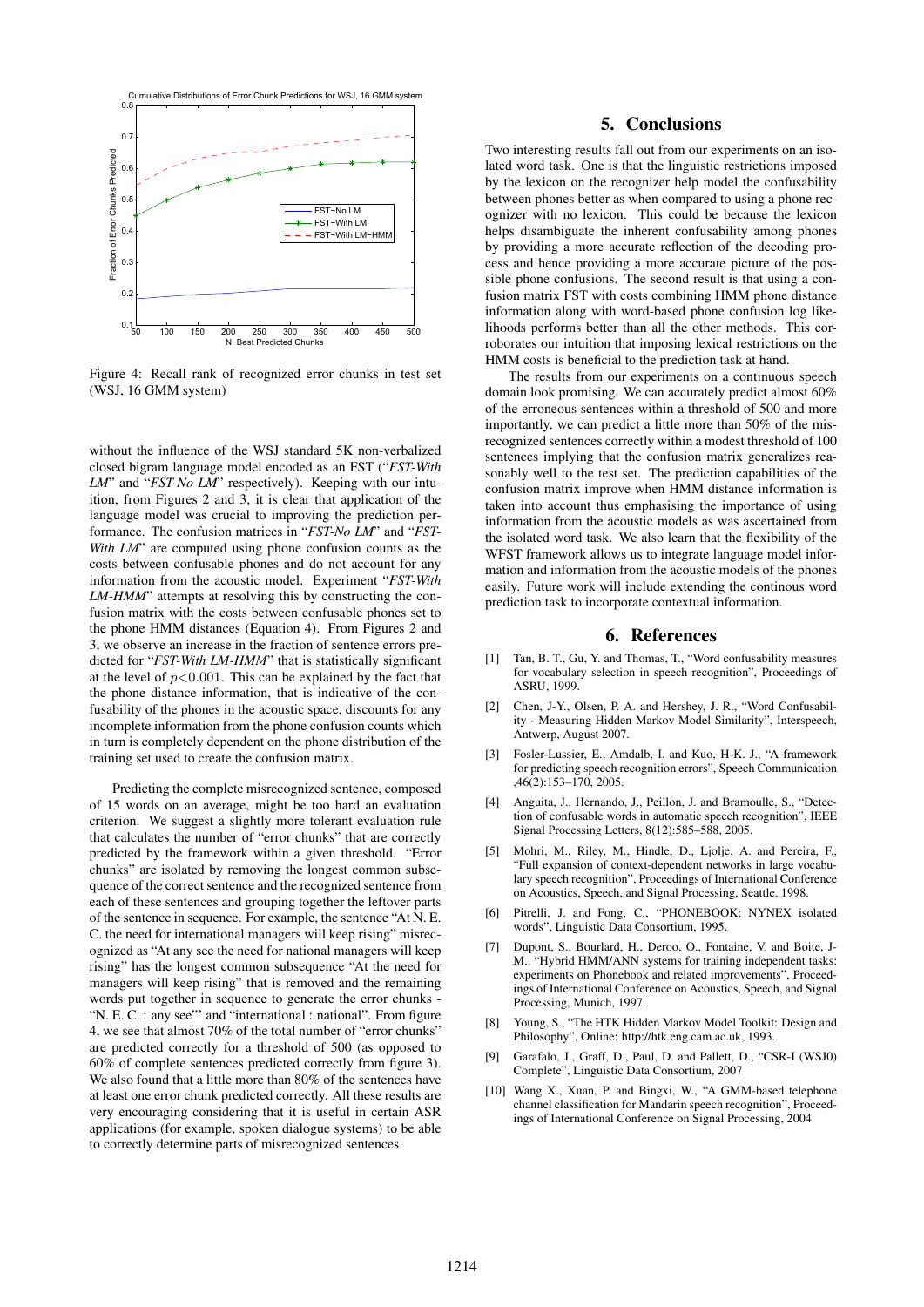Cumulative Distributions of Error Chunk Predictions for WSJ, 16 GMM system

Fraction of Error Chunks Predicted

0.8
0.7
0.6
0.5
0.4
0.3
0.2
0.1

50 100 150 200 250 300 350 400 450 500

N−Best Predicted Chunks

FST−No LM
FST−With LM
FST−With LM−HMM

Figure 4: Recall rank of recognized error chunks in test set (WSJ, 16 GMM system)

without the influence of the WSJ standard 5K non-verbalized closed bigram language model encoded as an FST ("*FST-With LM*" and "*FST-No LM*" respectively). Keeping with our intuition, from Figures 2 and 3, it is clear that application of the language model was crucial to improving the prediction performance. The confusion matrices in "*FST-No LM*" and "*FST-With LM*" are computed using phone confusion counts as the costs between confusable phones and do not account for any information from the acoustic model. Experiment "*FST-With LM-HMM*" attempts at resolving this by constructing the confusion matrix with the costs between confusable phones set to the phone HMM distances (Equation 4). From Figures 2 and 3, we observe an increase in the fraction of sentence errors predicted for "*FST-With LM-HMM*" that is statistically significant at the level of $p<0.001$. This can be explained by the fact that the phone distance information, that is indicative of the confusability of the phones in the acoustic space, discounts for any incomplete information from the phone confusion counts which in turn is completely dependent on the phone distribution of the training set used to create the confusion matrix.

Predicting the complete misrecognized sentence, composed of 15 words on an average, might be too hard an evaluation criterion. We suggest a slightly more tolerant evaluation rule that calculates the number of "error chunks" that are correctly predicted by the framework within a given threshold. "Error chunks" are isolated by removing the longest common subsequence of the correct sentence and the recognized sentence from each of these sentences and grouping together the leftover parts of the sentence in sequence. For example, the sentence "At N. E. C. the need for international managers will keep rising" misrecognized as "At any see the need for national managers will keep rising" has the longest common subsequence "At the need for managers will keep rising" that is removed and the remaining words put together in sequence to generate the error chunks - "N. E. C. : any see"' and "international : national". From figure 4, we see that almost 70% of the total number of "error chunks" are predicted correctly for a threshold of 500 (as opposed to 60% of complete sentences predicted correctly from figure 3). We also found that a little more than 80% of the sentences have at least one error chunk predicted correctly. All these results are very encouraging considering that it is useful in certain ASR applications (for example, spoken dialogue systems) to be able to correctly determine parts of misrecognized sentences.

## 5. Conclusions

Two interesting results fall out from our experiments on an isolated word task. One is that the linguistic restrictions imposed by the lexicon on the recognizer help model the confusability between phones better as when compared to using a phone recognizer with no lexicon. This could be because the lexicon helps disambiguate the inherent confusability among phones by providing a more accurate reflection of the decoding process and hence providing a more accurate picture of the possible phone confusions. The second result is that using a confusion matrix FST with costs combining HMM phone distance information along with word-based phone confusion log likelihoods performs better than all the other methods. This corroborates our intuition that imposing lexical restrictions on the HMM costs is beneficial to the prediction task at hand.

The results from our experiments on a continuous speech domain look promising. We can accurately predict almost 60% of the erroneous sentences within a threshold of 500 and more importantly, we can predict a little more than 50% of the misrecognized sentences correctly within a modest threshold of 100 sentences implying that the confusion matrix generalizes reasonably well to the test set. The prediction capabilities of the confusion matrix improve when HMM distance information is taken into account thus emphasising the importance of using information from the acoustic models as was ascertained from the isolated word task. We also learn that the flexibility of the WFST framework allows us to integrate language model information and information from the acoustic models of the phones easily. Future work will include extending the continous word prediction task to incorporate contextual information.

## 6. References

[1] Tan, B. T., Gu, Y. and Thomas, T., "Word confusability measures for vocabulary selection in speech recognition", Proceedings of ASRU, 1999.

[2] Chen, J-Y., Olsen, P. A. and Hershey, J. R., "Word Confusability - Measuring Hidden Markov Model Similarity", Interspeech, Antwerp, August 2007.

[3] Fosler-Lussier, E., Amdalb, I. and Kuo, H-K. J., "A framework for predicting speech recognition errors", Speech Communication ,46(2):153–170, 2005.

[4] Anguita, J., Hernando, J., Peillon, J. and Bramoulle, S., "Detection of confusable words in automatic speech recognition", IEEE Signal Processing Letters, 8(12):585–588, 2005.

[5] Mohri, M., Riley, M., Hindle, D., Ljolje, A. and Pereira, F., "Full expansion of context-dependent networks in large vocabulary speech recognition", Proceedings of International Conference on Acoustics, Speech, and Signal Processing, Seattle, 1998.

[6] Pitrelli, J. and Fong, C., "PHONEBOOK: NYNEX isolated words", Linguistic Data Consortium, 1995.

[7] Dupont, S., Bourlard, H., Deroo, O., Fontaine, V. and Boite, J-M., "Hybrid HMM/ANN systems for training independent tasks: experiments on Phonebook and related improvements", Proceedings of International Conference on Acoustics, Speech, and Signal Processing, Munich, 1997.

[8] Young, S., "The HTK Hidden Markov Model Toolkit: Design and Philosophy", Online: http://htk.eng.cam.ac.uk, 1993.

[9] Garafalo, J., Graff, D., Paul, D. and Pallett, D., "CSR-I (WSJ0) Complete", Linguistic Data Consortium, 2007

[10] Wang X., Xuan, P. and Bingxi, W., "A GMM-based telephone channel classification for Mandarin speech recognition", Proceedings of International Conference on Signal Processing, 2004